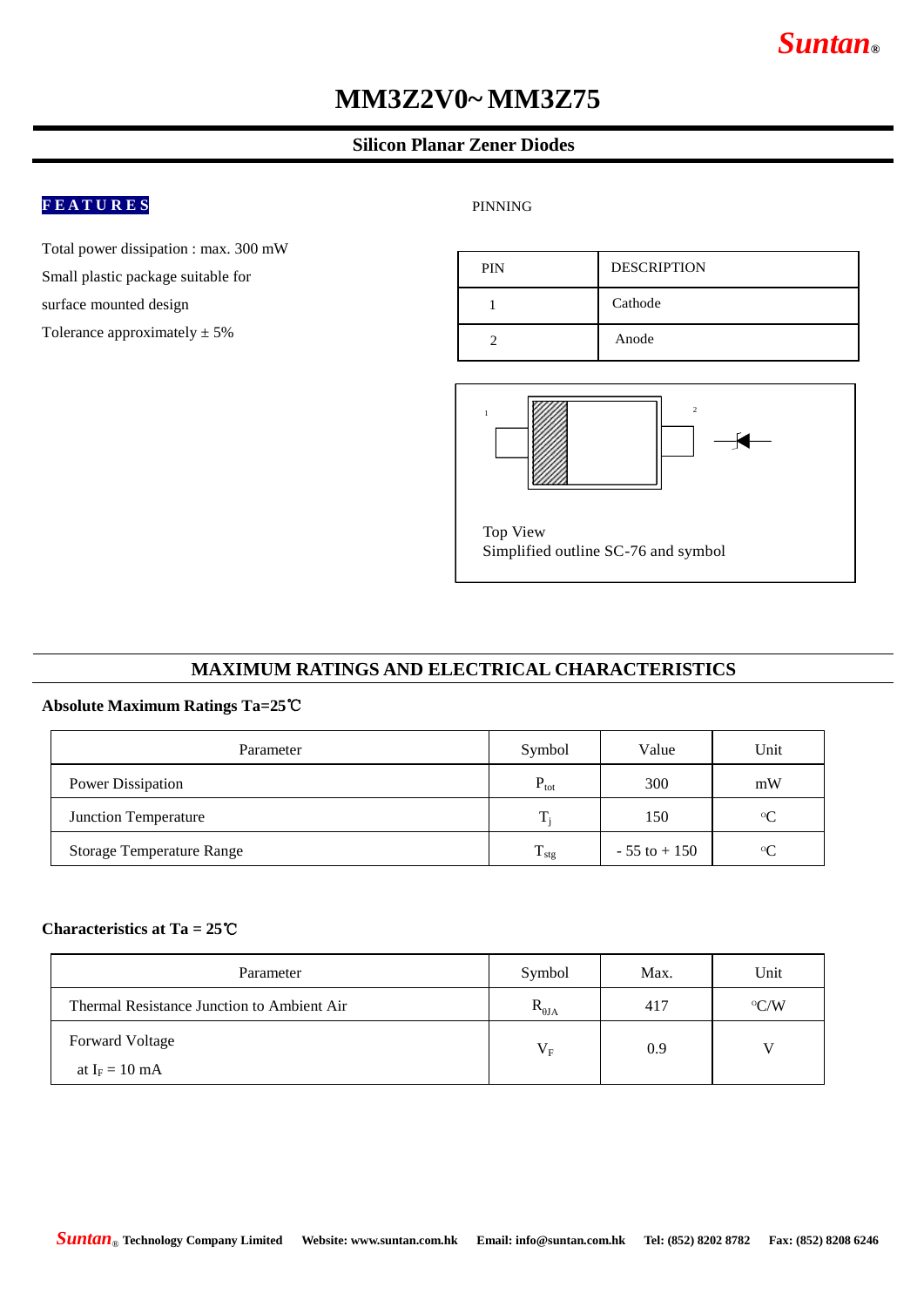# MM3Z2V0~ MM3Z75

## Silicon Planar Zener Diodes

**FEATURES**

Total power dissipation : max. 300 mW

Small plastic package suitable for surface mounted design

Tolerance approximately ± 5%

PINNING

| PIN | DESCRIPTION |
|---|---|
| 1 | Cathode |
| 2 | Anode |

1

2

Top View

Simplified outline SC-76 and symbol

## MAXIMUM RATINGS AND ELECTRICAL CHARACTERISTICS

**Absolute Maximum Ratings Ta=25℃**

| Parameter | Symbol | Value | Unit |
|---|---|---|---|
| Power Dissipation | $P_{tot}$ | 300 | mW |
| Junction Temperature | $T_j$ | 150 | °C |
| Storage Temperature Range | $T_{stg}$ | - 55 to + 150 | °C |

**Characteristics at Ta = 25℃**

| Parameter | Symbol | Max. | Unit |
|---|---|---|---|
| Thermal Resistance Junction to Ambient Air | $R_{θJA}$ | 417 | °C/W |
| Forward Voltage at $I_F$ = 10 mA | $V_F$ | 0.9 | V |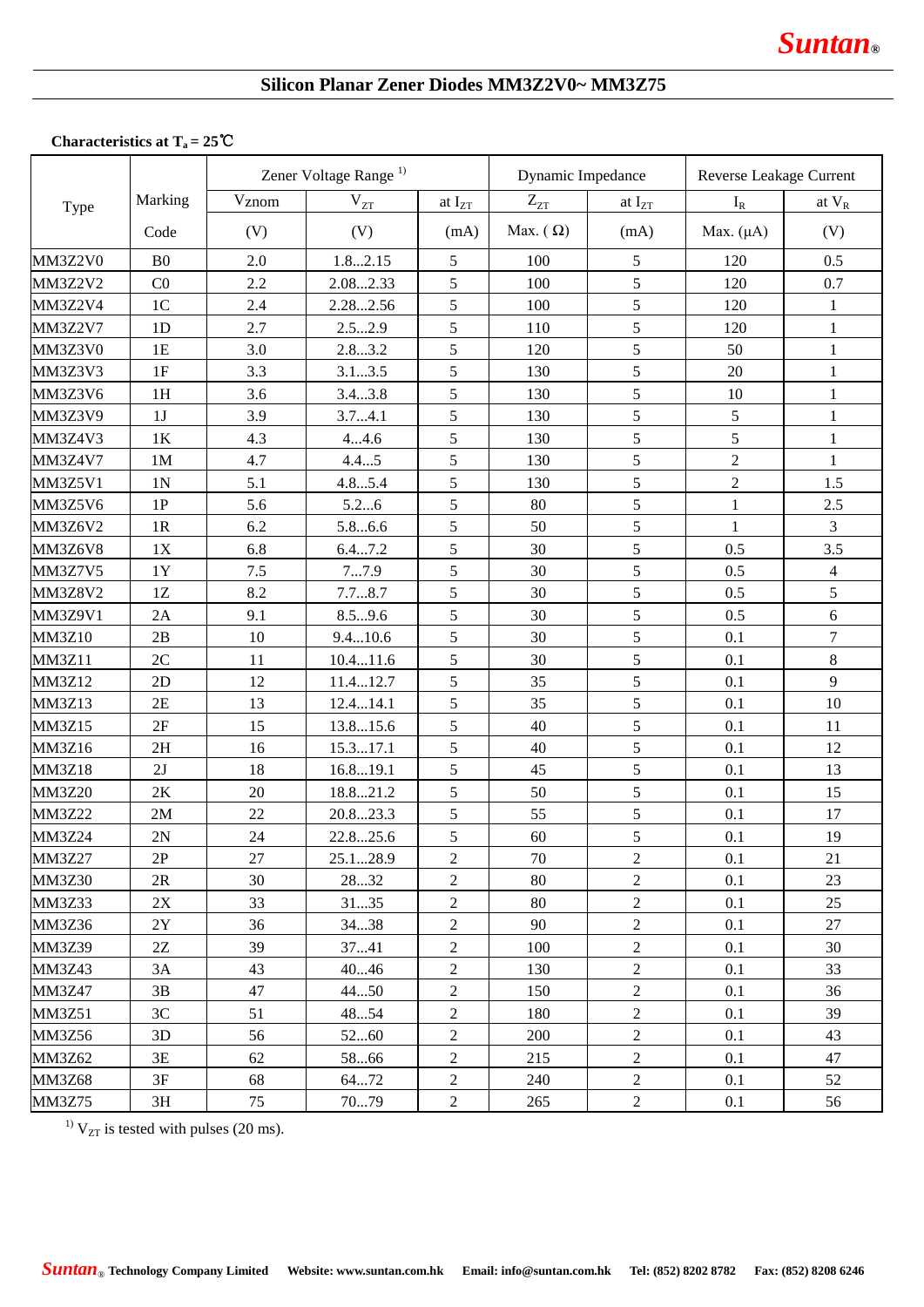## Silicon Planar Zener Diodes MM3Z2V0~ MM3Z75

**Characteristics at $T_a = 25$℃**

| Type | Marking Code | Zener Voltage Range [1] | | | Dynamic Impedance | | Reverse Leakage Current | |
|---|---|---|---|---|---|---|---|---|
| | | Vznom (V) | $V_{ZT}$ (V) | at $I_{ZT}$ (mA) | $Z_{ZT}$ Max. (Ω) | at $I_{ZT}$ (mA) | $I_R$ Max. (μA) | at $V_R$ (V) |
| MM3Z2V0 | B0 | 2.0 | 1.8...2.15 | 5 | 100 | 5 | 120 | 0.5 |
| MM3Z2V2 | C0 | 2.2 | 2.08...2.33 | 5 | 100 | 5 | 120 | 0.7 |
| MM3Z2V4 | 1C | 2.4 | 2.28...2.56 | 5 | 100 | 5 | 120 | 1 |
| MM3Z2V7 | 1D | 2.7 | 2.5...2.9 | 5 | 110 | 5 | 120 | 1 |
| MM3Z3V0 | 1E | 3.0 | 2.8...3.2 | 5 | 120 | 5 | 50 | 1 |
| MM3Z3V3 | 1F | 3.3 | 3.1...3.5 | 5 | 130 | 5 | 20 | 1 |
| MM3Z3V6 | 1H | 3.6 | 3.4...3.8 | 5 | 130 | 5 | 10 | 1 |
| MM3Z3V9 | 1J | 3.9 | 3.7...4.1 | 5 | 130 | 5 | 5 | 1 |
| MM3Z4V3 | 1K | 4.3 | 4...4.6 | 5 | 130 | 5 | 5 | 1 |
| MM3Z4V7 | 1M | 4.7 | 4.4...5 | 5 | 130 | 5 | 2 | 1 |
| MM3Z5V1 | 1N | 5.1 | 4.8...5.4 | 5 | 130 | 5 | 2 | 1.5 |
| MM3Z5V6 | 1P | 5.6 | 5.2...6 | 5 | 80 | 5 | 1 | 2.5 |
| MM3Z6V2 | 1R | 6.2 | 5.8...6.6 | 5 | 50 | 5 | 1 | 3 |
| MM3Z6V8 | 1X | 6.8 | 6.4...7.2 | 5 | 30 | 5 | 0.5 | 3.5 |
| MM3Z7V5 | 1Y | 7.5 | 7...7.9 | 5 | 30 | 5 | 0.5 | 4 |
| MM3Z8V2 | 1Z | 8.2 | 7.7...8.7 | 5 | 30 | 5 | 0.5 | 5 |
| MM3Z9V1 | 2A | 9.1 | 8.5...9.6 | 5 | 30 | 5 | 0.5 | 6 |
| MM3Z10 | 2B | 10 | 9.4...10.6 | 5 | 30 | 5 | 0.1 | 7 |
| MM3Z11 | 2C | 11 | 10.4...11.6 | 5 | 30 | 5 | 0.1 | 8 |
| MM3Z12 | 2D | 12 | 11.4...12.7 | 5 | 35 | 5 | 0.1 | 9 |
| MM3Z13 | 2E | 13 | 12.4...14.1 | 5 | 35 | 5 | 0.1 | 10 |
| MM3Z15 | 2F | 15 | 13.8...15.6 | 5 | 40 | 5 | 0.1 | 11 |
| MM3Z16 | 2H | 16 | 15.3...17.1 | 5 | 40 | 5 | 0.1 | 12 |
| MM3Z18 | 2J | 18 | 16.8...19.1 | 5 | 45 | 5 | 0.1 | 13 |
| MM3Z20 | 2K | 20 | 18.8...21.2 | 5 | 50 | 5 | 0.1 | 15 |
| MM3Z22 | 2M | 22 | 20.8...23.3 | 5 | 55 | 5 | 0.1 | 17 |
| MM3Z24 | 2N | 24 | 22.8...25.6 | 5 | 60 | 5 | 0.1 | 19 |
| MM3Z27 | 2P | 27 | 25.1...28.9 | 2 | 70 | 2 | 0.1 | 21 |
| MM3Z30 | 2R | 30 | 28...32 | 2 | 80 | 2 | 0.1 | 23 |
| MM3Z33 | 2X | 33 | 31...35 | 2 | 80 | 2 | 0.1 | 25 |
| MM3Z36 | 2Y | 36 | 34...38 | 2 | 90 | 2 | 0.1 | 27 |
| MM3Z39 | 2Z | 39 | 37...41 | 2 | 100 | 2 | 0.1 | 30 |
| MM3Z43 | 3A | 43 | 40...46 | 2 | 130 | 2 | 0.1 | 33 |
| MM3Z47 | 3B | 47 | 44...50 | 2 | 150 | 2 | 0.1 | 36 |
| MM3Z51 | 3C | 51 | 48...54 | 2 | 180 | 2 | 0.1 | 39 |
| MM3Z56 | 3D | 56 | 52...60 | 2 | 200 | 2 | 0.1 | 43 |
| MM3Z62 | 3E | 62 | 58...66 | 2 | 215 | 2 | 0.1 | 47 |
| MM3Z68 | 3F | 68 | 64...72 | 2 | 240 | 2 | 0.1 | 52 |
| MM3Z75 | 3H | 75 | 70...79 | 2 | 265 | 2 | 0.1 | 56 |

[1] $V_{ZT}$ is tested with pulses (20 ms).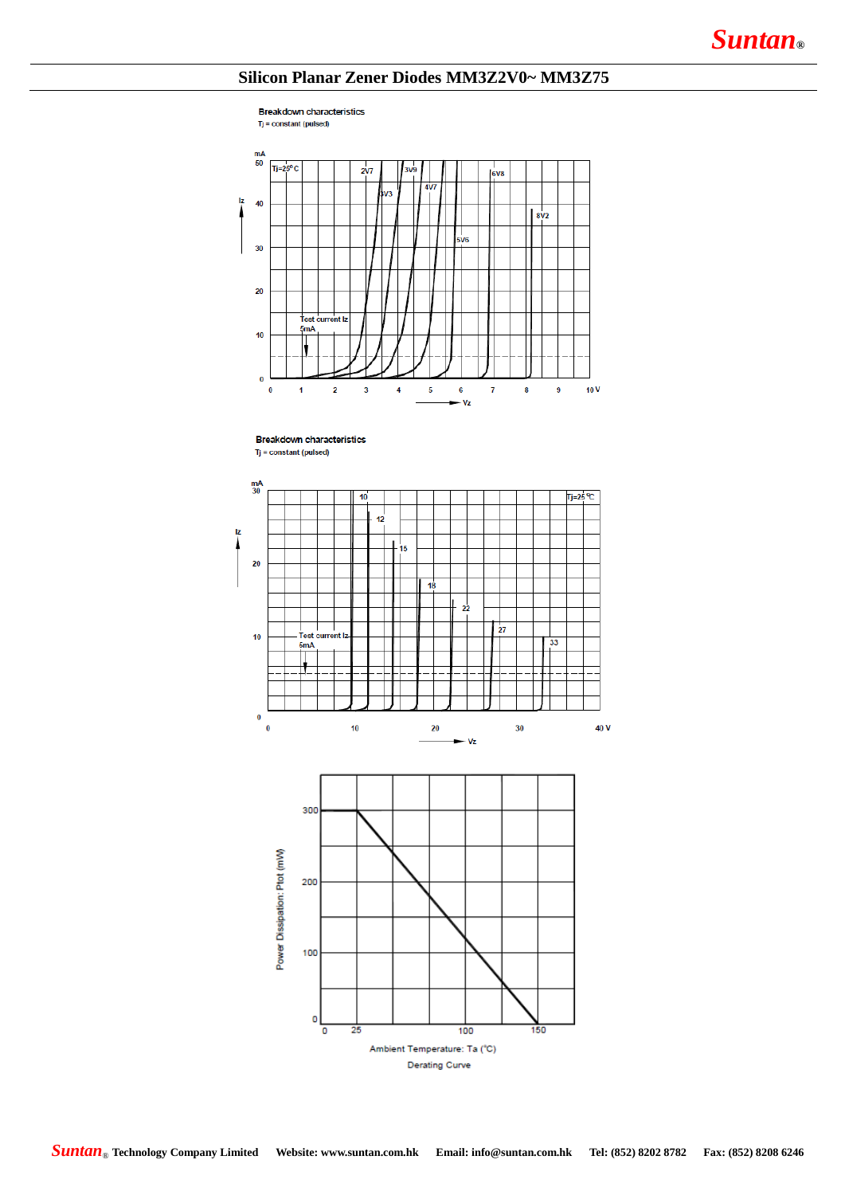## Silicon Planar Zener Diodes MM3Z2V0~ MM3Z75

Breakdown characteristics

Tj = constant (pulsed)

mA
50
40
30
20
10
0
Iz
Tj=25°C
2V7
3V3
3V9
4V7
5V6
6V8
8V2
Test current Iz
5mA
0 1 2 3 4 5 6 7 8 9 10 V
Vz

Breakdown characteristics

Tj = constant (pulsed)

mA
30
20
10
0
Iz
Tj=25°C
10
12
15
18
22
27
33
Test current Iz
5mA
0 10 20 30 40 V
Vz

Power Dissipation: Ptot (mW)
300
200
100
0
0 25 100 150
Ambient Temperature: Ta (°C)

Derating Curve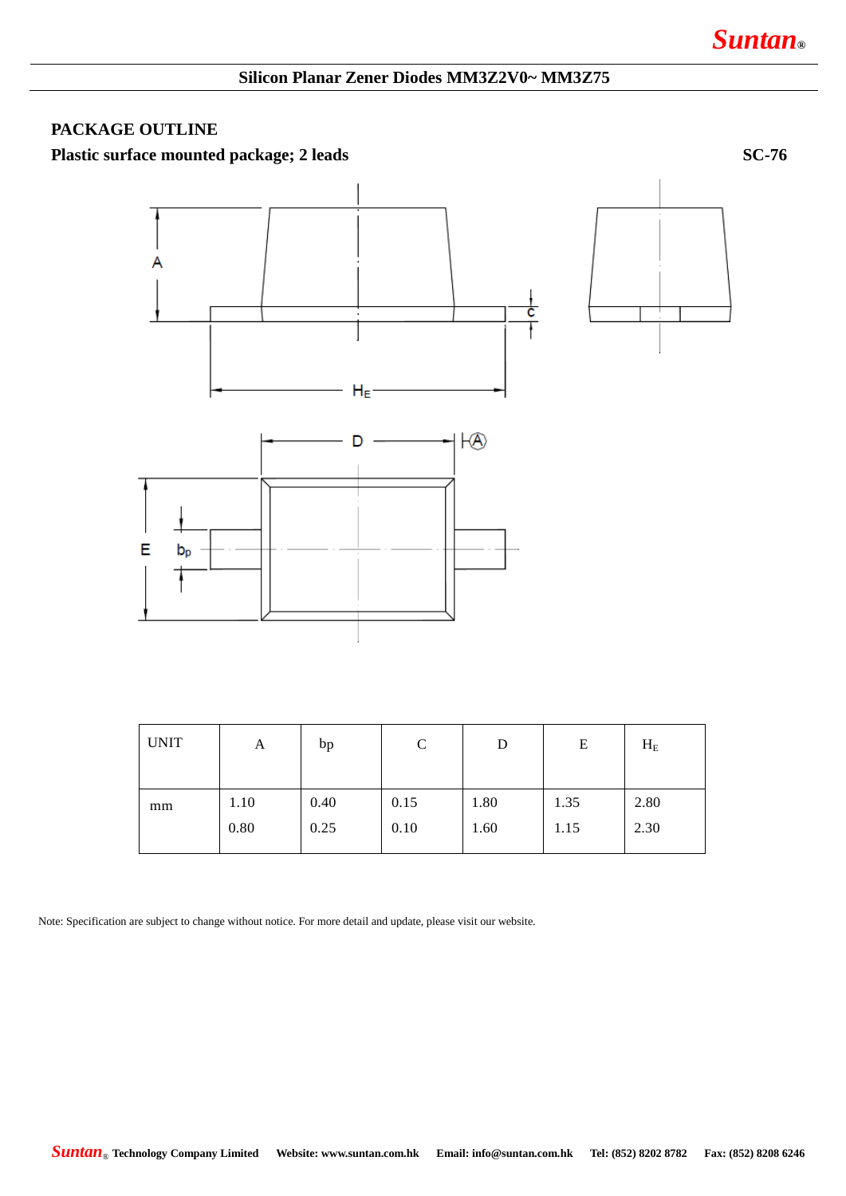## PACKAGE OUTLINE

**Plastic surface mounted package; 2 leads** **SC-76**

A

c

$H_E$

D

A

E

$b_p$

| UNIT | A | bp | C | D | E | $H_E$ |
|---|---|---|---|---|---|---|
| mm | 1.10<br>0.80 | 0.40<br>0.25 | 0.15<br>0.10 | 1.80<br>1.60 | 1.35<br>1.15 | 2.80<br>2.30 |

Note: Specification are subject to change without notice. For more detail and update, please visit our website.